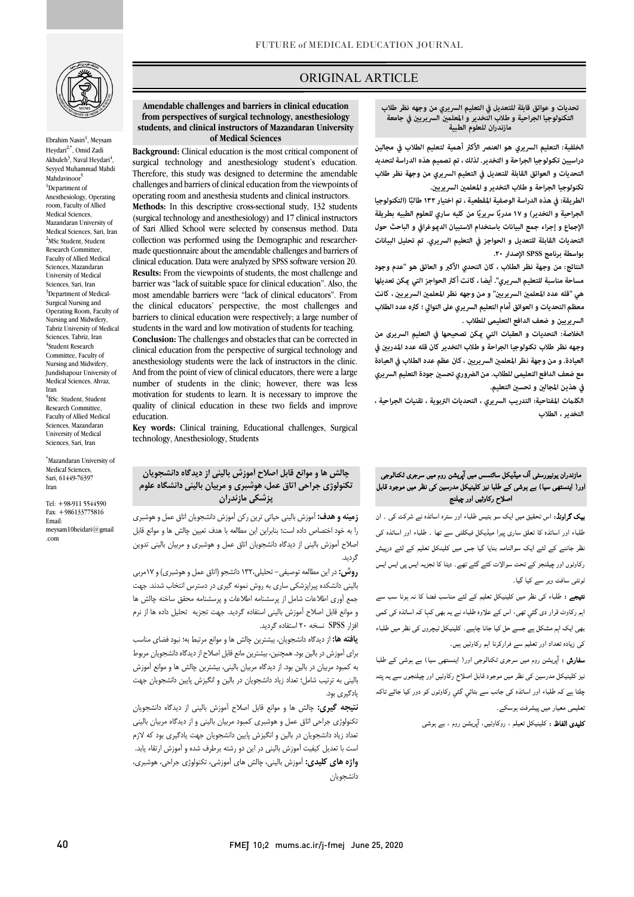ORIGINAL ARTICLE

# Amendable challenges and barriers in clinical education from perspectives of surgical technology, anesthesiology students, and clinical instructors of Mazandaran University of Medical Sciences

Ebrahim Nasiri[1], Meysam Heydari[2,*], Omid Zadi Akhuleh[3], Naval Heydari[4], Seyyed Muhammad Mahdi Mahdavinoor[5]

[1]Department of Anesthesiology, Operating room, Faculty of Allied Medical Sciences, Mazandaran University of Medical Sciences, Sari, Iran

[2]MSc Student, Student Research Committee, Faculty of Allied Medical Sciences, Mazandaran University of Medical Sciences, Sari, Iran

[3]Department of Medical-Surgical Nursing and Operating Room, Faculty of Nursing and Midwifery, Tabriz University of Medical Sciences, Tabriz, Iran

[4]Student Research Committee, Faculty of Nursing and Midwifery, Jundishapour University of Medical Sciences, Ahvaz, Iran

[5]BSc. Student, Student Research Committee, Faculty of Allied Medical Sciences, Mazandaran University of Medical Sciences, Sari, Iran

*Mazandaran University of Medical Sciences, Sari, 61449-76397 Iran

Tel: +98-911 5544590
Fax: +986133775816
Email: meysam10heidari@gmail.com

**Background:** Clinical education is the most critical component of surgical technology and anesthesiology student's education. Therefore, this study was designed to determine the amendable challenges and barriers of clinical education from the viewpoints of operating room and anesthesia students and clinical instructors.

**Methods:** In this descriptive cross-sectional study, 132 students (surgical technology and anesthesiology) and 17 clinical instructors of Sari Allied School were selected by consensus method. Data collection was performed using the Demographic and researcher-made questionnaire about the amendable challenges and barriers of clinical education. Data were analyzed by SPSS software version 20.

**Results:** From the viewpoints of students, the most challenge and barrier was "lack of suitable space for clinical education". Also, the most amendable barriers were "lack of clinical educators". From the clinical educators' perspective, the most challenges and barriers to clinical education were respectively; a large number of students in the ward and low motivation of students for teaching.

**Conclusion:** The challenges and obstacles that can be corrected in clinical education from the perspective of surgical technology and anesthesiology students were the lack of instructors in the clinic. And from the point of view of clinical educators, there were a large number of students in the clinic; however, there was less motivation for students to learn. It is necessary to improve the quality of clinical education in these two fields and improve education.

**Key words:** Clinical training, Educational challenges, Surgical technology, Anesthesiology, Students

## تحديات و عوائق قابلة للتعديل في التعليم السريري من وجهه نظر طلاب التكنولوجيا الجراحية و طلاب التخدير و المعلمين السريريين في جامعة مازندران للعلوم الطبية

**الخلفية:** التعليم السريري هو العنصر الأكثر أهمية لتعليم الطلاب في مجالين دراسيين تكنولوجيا الجراحة و التخدير. لذلك ، تم تصميم هذه الدراسة لتحديد التحديات و العوائق القابلة للتعديل في التعليم السريري من وجهة نظر طلاب تكنولوجيا الجراحة و طلاب التخدير و المعلمين السريريين.

**الطريقة:** في هذه الدراسة الوصفية المقطعية ، تم اختيار ١٣٢ طالبًا (التكنولوجيا الجراحية و التخدير) و ١٧ مدربًا سريريًا من كليه ساري للعلوم الطبيه بطريقة الإجماع و إجراء جمع البيانات باستخدام الاستبيان الديموغرافي و الباحث حول التحديات القابلة للتعديل و الحواجز في التعليم السريري. تم تحليل البيانات بواسطة برنامج SPSS الإصدار ٢٠.

**النتائج:** من وجهة نظر الطلاب ، كان التحدي الأكبر و العائق هو "عدم وجود مساحة مناسبة للتعليم السريري". أيضا ، كانت أكثر الحواجز التي يمكن تعديلها هي "قله عدد المعلمين السريريين" و من وجهة نظر المعلمين السريريين ، كانت معظم التحديات و العوائق أمام التعليم السريري على التوالي ؛ كثره عدد الطلاب السريريين و ضعف الدافع التعليمي للطلاب .

**الخلاصة:** التحديات و العقبات التي يمكن تصحيحها في التعليم السريري من وجهه نظر طلاب تكنولوجيا الجراحة و طلاب التخدير كان قله عدد المدربين في العيادة. و من وجهة نظر المعلمين السريريين ، كان عظم عدد الطلاب في العيادة مع ضعف الدافع التعليمي للطلاب. من الضروري تحسين جودة التعليم السريري في هذين المجالين و تحسين التعليم.

**الكلمات المفتاحية:** التدريب السريري ، التحديات التربوية ، تقنيات الجراحية ، التخدير ، الطلاب

## چالش ها و موانع قابل اصلاح آموزش بالینی از دیدگاه دانشجویان تکنولوژی جراحی اتاق عمل، هوشبری و مربیان بالینی دانشگاه علوم پزشکی مازندران

**زمینه و هدف:** آموزش بالینی حیاتی ترین رکن آموزش دانشجویان اتاق عمل و هوشبری را به خود اختصاص داده است؛ بنابراین این مطالعه با هدف تعیین چالش ها و موانع قابل اصلاح آموزش بالینی از دیدگاه دانشجویان اتاق عمل و هوشبری و مربیان بالینی تدوین گردید.

**روش:** در این مطالعه توصیفی– تحلیلی،۱۳۲ دانشجو (اتاق عمل و هوشبری) و ۱۷مربی بالینی دانشکده پیراپزشکی ساری به روش نمونه گیری در دسترس انتخاب شدند. جهت جمع آوری اطلاعات شامل از پرسشنامه اطلاعات و پرسشنامه محقق ساخته چالش ها و موانع قابل اصلاح آموزش بالینی استفاده گردید. جهت تجزیه تحلیل داده ها از نرم افزار SPSS نسخه ۲۰ استفاده گردید.

**یافته ها:** از دیدگاه دانشجویان، بیشترین چالش ها و موانع مرتبط به؛ نبود فضای مناسب برای آموزش در بالین بود. همچنین، بیشترین مانع قابل اصلاح از دیدگاه دانشجویان مربوط به کمبود مربیان در بالین بود. از دیدگاه مربیان بالینی، بیشترین چالش ها و موانع آموزش بالینی به ترتیب شامل؛ تعداد زیاد دانشجویان در بالین و انگیزش پایین دانشجویان جهت یادگیری بود.

**نتیجه گیری:** چالش ها و موانع قابل اصلاح آموزش بالینی از دیدگاه دانشجویان تکنولوژی جراحی اتاق عمل و هوشبری کمبود مربیان بالینی و از دیدگاه مربیان بالینی تعداد زیاد دانشجویان در بالین و انگیزش پایین دانشجویان جهت یادگیری بود که لازم است با تعدیل کیفیت آموزش بالینی در این دو رشته برطرف شده و آموزش ارتقاء یابد.

**واژه های کلیدی:** آموزش بالینی، چالش های آموزشی، تکنولوژی جراحی، هوشبری، دانشجویان

## مازندران یونیورسٹی آف میڈیکل سائنسس میں آپریشن روم میں سرجری ٹکنالوجی اور( اینستھی سیا) بے ہوشی کے طلبا نیز کلینیکل مدرسین کی نظر میں موجود قابل اصلاح رکاوٹیں اور چیلنج

**بیک گراونڈ:** اس تحقیق میں ایک سو بتیس طلباء اور سترہ اساتذہ نے شرکت کی ۔ ان طلباء اور اساتذہ کا تعلق ساری پیرا میڈیکل فیکلٹی سے تھا ۔ طلباء اور اساتذہ کی نظر جاننے کے لئے ایک سوالنامہ بنایا گیا جس میں کلینکل تعلیم کے لئے درپیش رکاوٹوں اور چیلنجز کے تحت سوالات کئے گئے تھے۔ ڈیٹا کا تجزیہ ایس پی ایس ایس ئونٹی سافٹ ویر سے کیا گیا۔

**نتیجے :** طلباء کی نظر میں کلینیکل تعلیم کے لئے مناسب فضا کا نہ ہونا سب سے اہم رکاوٹ قرار دی گئي تھی، اس کے علاوہ طلباء نے یہ بھی کہا کہ اساتذہ کی کمی بھی ایک اہم مشکل ہے جسے حل کیا جانا چاہیے۔ کلینیکل ٹیچروں کی نظر میں طلباء کی زیادہ تعداد اور تعلیم سے فرارکرنا اہم رکاوٹیں ہیں۔

**سفارش :** آپریشن روم میں سرجری ٹکنالوجی اور( اینستھی سیا) بے ہوشی کے طلبا نیز کلینیکل مدرسین کی نظر میں موجود قابل اصلاح رکاوٹیں اور چیلنجوں سے یہ پتہ چلتا ہے کہ طلباء اور اساتذہ کی جانب سے بتائي گئي رکاوٹوں کو دور کیا جائے تاکہ تعلیمی معیار میں پیشرفت ہوسکے۔

**کلیدی الفاظ :** کلینیکل تعلیم ، رکاوٹیں، آپریشن روم ، بے ہوشی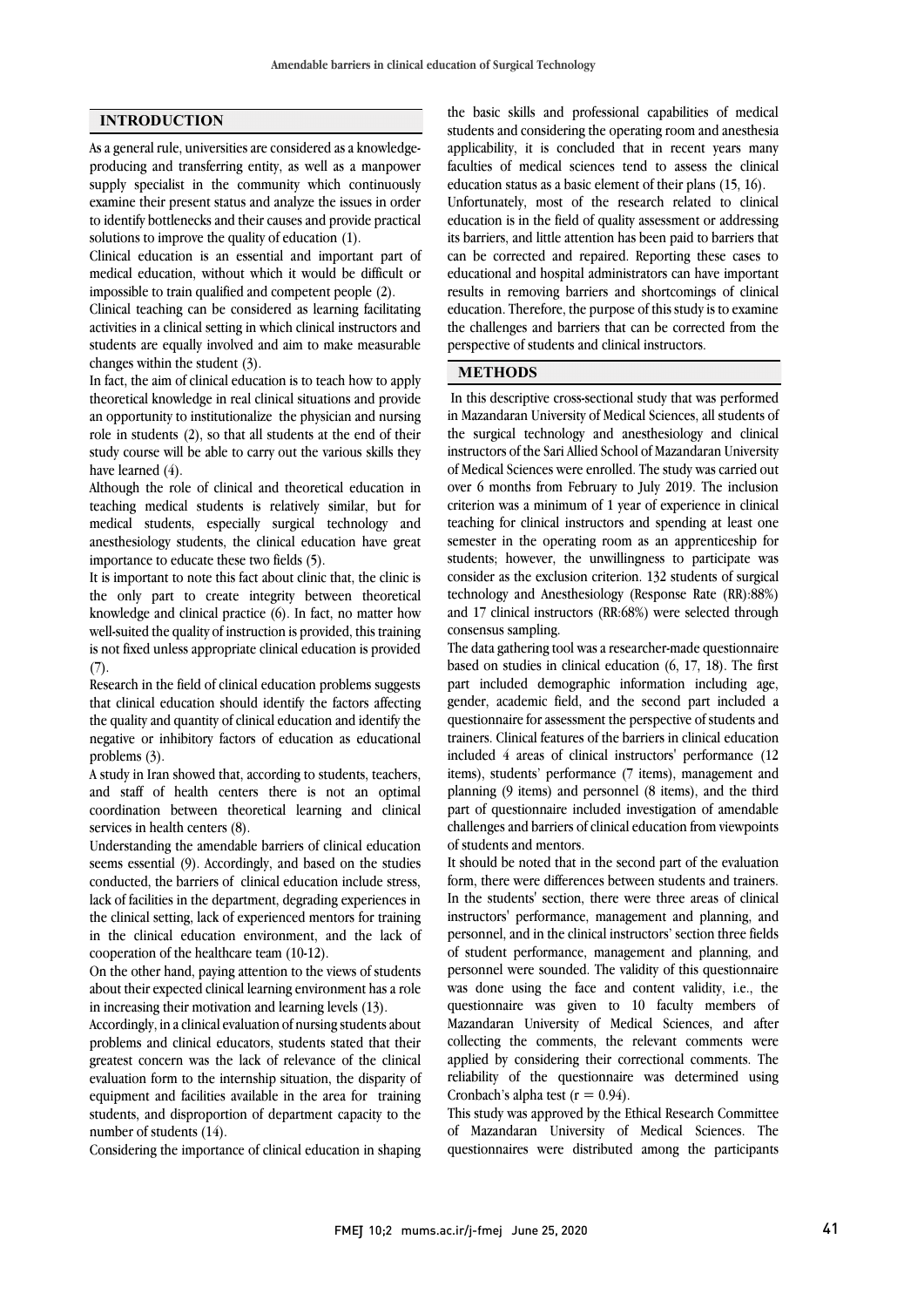## INTRODUCTION

As a general rule, universities are considered as a knowledge-producing and transferring entity, as well as a manpower supply specialist in the community which continuously examine their present status and analyze the issues in order to identify bottlenecks and their causes and provide practical solutions to improve the quality of education (1).

Clinical education is an essential and important part of medical education, without which it would be difficult or impossible to train qualified and competent people (2).

Clinical teaching can be considered as learning facilitating activities in a clinical setting in which clinical instructors and students are equally involved and aim to make measurable changes within the student (3).

In fact, the aim of clinical education is to teach how to apply theoretical knowledge in real clinical situations and provide an opportunity to institutionalize the physician and nursing role in students (2), so that all students at the end of their study course will be able to carry out the various skills they have learned (4).

Although the role of clinical and theoretical education in teaching medical students is relatively similar, but for medical students, especially surgical technology and anesthesiology students, the clinical education have great importance to educate these two fields (5).

It is important to note this fact about clinic that, the clinic is the only part to create integrity between theoretical knowledge and clinical practice (6). In fact, no matter how well-suited the quality of instruction is provided, this training is not fixed unless appropriate clinical education is provided (7).

Research in the field of clinical education problems suggests that clinical education should identify the factors affecting the quality and quantity of clinical education and identify the negative or inhibitory factors of education as educational problems (3).

A study in Iran showed that, according to students, teachers, and staff of health centers there is not an optimal coordination between theoretical learning and clinical services in health centers (8).

Understanding the amendable barriers of clinical education seems essential (9). Accordingly, and based on the studies conducted, the barriers of clinical education include stress, lack of facilities in the department, degrading experiences in the clinical setting, lack of experienced mentors for training in the clinical education environment, and the lack of cooperation of the healthcare team (10-12).

On the other hand, paying attention to the views of students about their expected clinical learning environment has a role in increasing their motivation and learning levels (13).

Accordingly, in a clinical evaluation of nursing students about problems and clinical educators, students stated that their greatest concern was the lack of relevance of the clinical evaluation form to the internship situation, the disparity of equipment and facilities available in the area for training students, and disproportion of department capacity to the number of students (14).

Considering the importance of clinical education in shaping the basic skills and professional capabilities of medical students and considering the operating room and anesthesia applicability, it is concluded that in recent years many faculties of medical sciences tend to assess the clinical education status as a basic element of their plans (15, 16).

Unfortunately, most of the research related to clinical education is in the field of quality assessment or addressing its barriers, and little attention has been paid to barriers that can be corrected and repaired. Reporting these cases to educational and hospital administrators can have important results in removing barriers and shortcomings of clinical education. Therefore, the purpose of this study is to examine the challenges and barriers that can be corrected from the perspective of students and clinical instructors.

## METHODS

In this descriptive cross-sectional study that was performed in Mazandaran University of Medical Sciences, all students of the surgical technology and anesthesiology and clinical instructors of the Sari Allied School of Mazandaran University of Medical Sciences were enrolled. The study was carried out over 6 months from February to July 2019. The inclusion criterion was a minimum of 1 year of experience in clinical teaching for clinical instructors and spending at least one semester in the operating room as an apprenticeship for students; however, the unwillingness to participate was consider as the exclusion criterion. 132 students of surgical technology and Anesthesiology (Response Rate (RR):88%) and 17 clinical instructors (RR:68%) were selected through consensus sampling.

The data gathering tool was a researcher-made questionnaire based on studies in clinical education (6, 17, 18). The first part included demographic information including age, gender, academic field, and the second part included a questionnaire for assessment the perspective of students and trainers. Clinical features of the barriers in clinical education included 4 areas of clinical instructors' performance (12 items), students' performance (7 items), management and planning (9 items) and personnel (8 items), and the third part of questionnaire included investigation of amendable challenges and barriers of clinical education from viewpoints of students and mentors.

It should be noted that in the second part of the evaluation form, there were differences between students and trainers. In the students' section, there were three areas of clinical instructors' performance, management and planning, and personnel, and in the clinical instructors' section three fields of student performance, management and planning, and personnel were sounded. The validity of this questionnaire was done using the face and content validity, i.e., the questionnaire was given to 10 faculty members of Mazandaran University of Medical Sciences, and after collecting the comments, the relevant comments were applied by considering their correctional comments. The reliability of the questionnaire was determined using Cronbach's alpha test ($r = 0.94$).

This study was approved by the Ethical Research Committee of Mazandaran University of Medical Sciences. The questionnaires were distributed among the participants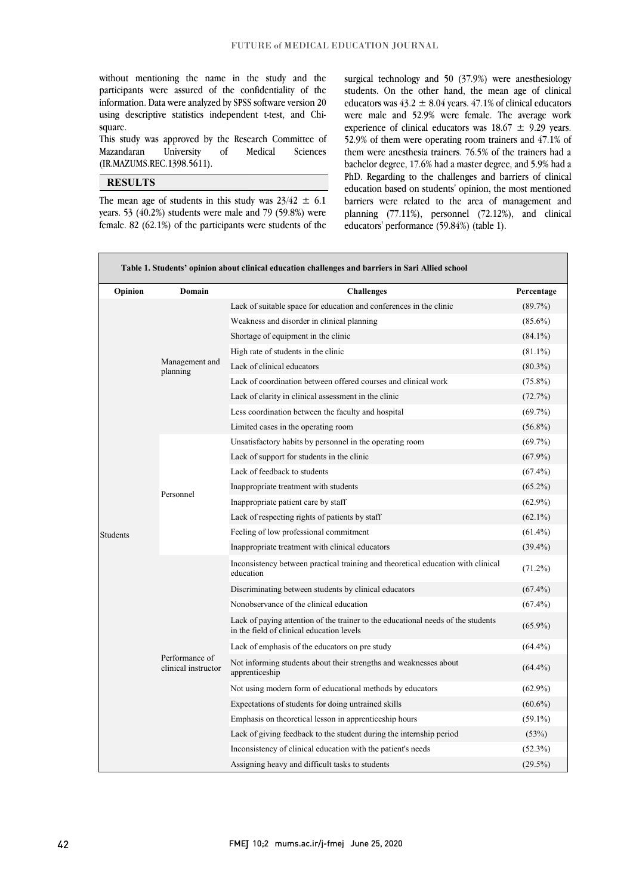without mentioning the name in the study and the participants were assured of the confidentiality of the information. Data were analyzed by SPSS software version 20 using descriptive statistics independent t-test, and Chi-square.

This study was approved by the Research Committee of Mazandaran University of Medical Sciences (IR.MAZUMS.REC.1398.5611).

## RESULTS

The mean age of students in this study was 23/42 ± 6.1 years. 53 (40.2%) students were male and 79 (59.8%) were female. 82 (62.1%) of the participants were students of the surgical technology and 50 (37.9%) were anesthesiology students. On the other hand, the mean age of clinical educators was 43.2 ± 8.04 years. 47.1% of clinical educators were male and 52.9% were female. The average work experience of clinical educators was 18.67 ± 9.29 years. 52.9% of them were operating room trainers and 47.1% of them were anesthesia trainers. 76.5% of the trainers had a bachelor degree, 17.6% had a master degree, and 5.9% had a PhD. Regarding to the challenges and barriers of clinical education based on students' opinion, the most mentioned barriers were related to the area of management and planning (77.11%), personnel (72.12%), and clinical educators' performance (59.84%) (table 1).

**Table 1. Students' opinion about clinical education challenges and barriers in Sari Allied school**

| Opinion | Domain | Challenges | Percentage |
|---|---|---|---|
| Students | Management and planning | Lack of suitable space for education and conferences in the clinic | (89.7%) |
| | | Weakness and disorder in clinical planning | (85.6%) |
| | | Shortage of equipment in the clinic | (84.1%) |
| | | High rate of students in the clinic | (81.1%) |
| | | Lack of clinical educators | (80.3%) |
| | | Lack of coordination between offered courses and clinical work | (75.8%) |
| | | Lack of clarity in clinical assessment in the clinic | (72.7%) |
| | | Less coordination between the faculty and hospital | (69.7%) |
| | | Limited cases in the operating room | (56.8%) |
| | Personnel | Unsatisfactory habits by personnel in the operating room | (69.7%) |
| | | Lack of support for students in the clinic | (67.9%) |
| | | Lack of feedback to students | (67.4%) |
| | | Inappropriate treatment with students | (65.2%) |
| | | Inappropriate patient care by staff | (62.9%) |
| | | Lack of respecting rights of patients by staff | (62.1%) |
| | | Feeling of low professional commitment | (61.4%) |
| | | Inappropriate treatment with clinical educators | (39.4%) |
| | Performance of clinical instructor | Inconsistency between practical training and theoretical education with clinical education | (71.2%) |
| | | Discriminating between students by clinical educators | (67.4%) |
| | | Nonobservance of the clinical education | (67.4%) |
| | | Lack of paying attention of the trainer to the educational needs of the students in the field of clinical education levels | (65.9%) |
| | | Lack of emphasis of the educators on pre study | (64.4%) |
| | | Not informing students about their strengths and weaknesses about apprenticeship | (64.4%) |
| | | Not using modern form of educational methods by educators | (62.9%) |
| | | Expectations of students for doing untrained skills | (60.6%) |
| | | Emphasis on theoretical lesson in apprenticeship hours | (59.1%) |
| | | Lack of giving feedback to the student during the internship period | (53%) |
| | | Inconsistency of clinical education with the patient's needs | (52.3%) |
| | | Assigning heavy and difficult tasks to students | (29.5%) |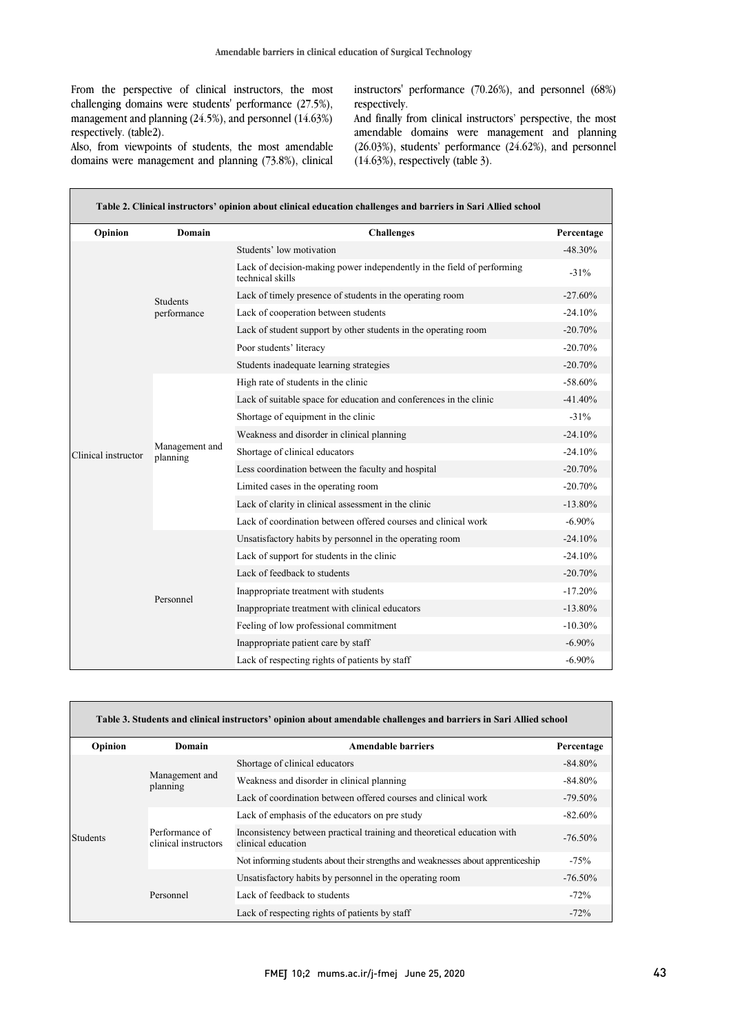From the perspective of clinical instructors, the most challenging domains were students' performance (27.5%), management and planning (24.5%), and personnel (14.63%) respectively. (table2).

Also, from viewpoints of students, the most amendable domains were management and planning (73.8%), clinical instructors' performance (70.26%), and personnel (68%) respectively.

And finally from clinical instructors' perspective, the most amendable domains were management and planning (26.03%), students' performance (24.62%), and personnel (14.63%), respectively (table 3).

**Table 2. Clinical instructors' opinion about clinical education challenges and barriers in Sari Allied school**

| Opinion | Domain | Challenges | Percentage |
|---|---|---|---|
| Clinical instructor | Students performance | Students' low motivation | -48.30% |
| | | Lack of decision-making power independently in the field of performing technical skills | -31% |
| | | Lack of timely presence of students in the operating room | -27.60% |
| | | Lack of cooperation between students | -24.10% |
| | | Lack of student support by other students in the operating room | -20.70% |
| | | Poor students' literacy | -20.70% |
| | | Students inadequate learning strategies | -20.70% |
| | Management and planning | High rate of students in the clinic | -58.60% |
| | | Lack of suitable space for education and conferences in the clinic | -41.40% |
| | | Shortage of equipment in the clinic | -31% |
| | | Weakness and disorder in clinical planning | -24.10% |
| | | Shortage of clinical educators | -24.10% |
| | | Less coordination between the faculty and hospital | -20.70% |
| | | Limited cases in the operating room | -20.70% |
| | | Lack of clarity in clinical assessment in the clinic | -13.80% |
| | | Lack of coordination between offered courses and clinical work | -6.90% |
| | Personnel | Unsatisfactory habits by personnel in the operating room | -24.10% |
| | | Lack of support for students in the clinic | -24.10% |
| | | Lack of feedback to students | -20.70% |
| | | Inappropriate treatment with students | -17.20% |
| | | Inappropriate treatment with clinical educators | -13.80% |
| | | Feeling of low professional commitment | -10.30% |
| | | Inappropriate patient care by staff | -6.90% |
| | | Lack of respecting rights of patients by staff | -6.90% |

**Table 3. Students and clinical instructors' opinion about amendable challenges and barriers in Sari Allied school**

| Opinion | Domain | Amendable barriers | Percentage |
|---|---|---|---|
| Students | Management and planning | Shortage of clinical educators | -84.80% |
| | | Weakness and disorder in clinical planning | -84.80% |
| | | Lack of coordination between offered courses and clinical work | -79.50% |
| | Performance of clinical instructors | Lack of emphasis of the educators on pre study | -82.60% |
| | | Inconsistency between practical training and theoretical education with clinical education | -76.50% |
| | | Not informing students about their strengths and weaknesses about apprenticeship | -75% |
| | Personnel | Unsatisfactory habits by personnel in the operating room | -76.50% |
| | | Lack of feedback to students | -72% |
| | | Lack of respecting rights of patients by staff | -72% |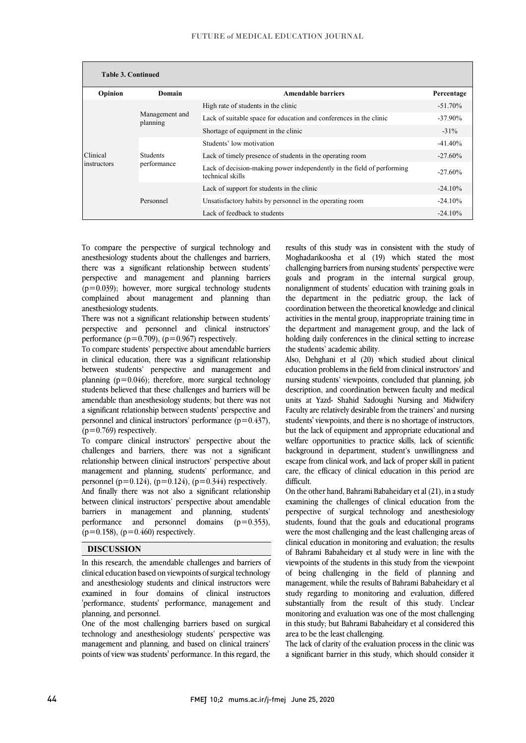**Table 3. Continued**

| Opinion | Domain | Amendable barriers | Percentage |
|---|---|---|---|
| Clinical instructors | Management and planning | High rate of students in the clinic | -51.70% |
| | | Lack of suitable space for education and conferences in the clinic | -37.90% |
| | | Shortage of equipment in the clinic | -31% |
| | Students performance | Students' low motivation | -41.40% |
| | | Lack of timely presence of students in the operating room | -27.60% |
| | | Lack of decision-making power independently in the field of performing technical skills | -27.60% |
| | Personnel | Lack of support for students in the clinic | -24.10% |
| | | Unsatisfactory habits by personnel in the operating room | -24.10% |
| | | Lack of feedback to students | -24.10% |

To compare the perspective of surgical technology and anesthesiology students about the challenges and barriers, there was a significant relationship between students' perspective and management and planning barriers ($p=0.039$); however, more surgical technology students complained about management and planning than anesthesiology students.

There was not a significant relationship between students' perspective and personnel and clinical instructors' performance ($p=0.709$), ($p=0.967$) respectively.

To compare students' perspective about amendable barriers in clinical education, there was a significant relationship between students' perspective and management and planning ($p=0.046$); therefore, more surgical technology students believed that these challenges and barriers will be amendable than anesthesiology students; but there was not a significant relationship between students' perspective and personnel and clinical instructors' performance ($p=0.437$), ($p=0.769$) respectively.

To compare clinical instructors' perspective about the challenges and barriers, there was not a significant relationship between clinical instructors' perspective about management and planning, students' performance, and personnel ($p=0.124$), ($p=0.124$), ($p=0.344$) respectively.

And finally there was not also a significant relationship between clinical instructors' perspective about amendable barriers in management and planning, students' performance and personnel domains ($p=0.353$), ($p=0.158$), ($p=0.460$) respectively.

## DISCUSSION

In this research, the amendable challenges and barriers of clinical education based on viewpoints of surgical technology and anesthesiology students and clinical instructors were examined in four domains of clinical instructors 'performance, students' performance, management and planning, and personnel.

One of the most challenging barriers based on surgical technology and anesthesiology students' perspective was management and planning, and based on clinical trainers' points of view was students' performance. In this regard, the results of this study was in consistent with the study of Moghadarikoosha et al (19) which stated the most challenging barriers from nursing students' perspective were goals and program in the internal surgical group, nonalignment of students' education with training goals in the department in the pediatric group, the lack of coordination between the theoretical knowledge and clinical activities in the mental group, inappropriate training time in the department and management group, and the lack of holding daily conferences in the clinical setting to increase the students' academic ability.

Also, Dehghani et al (20) which studied about clinical education problems in the field from clinical instructors' and nursing students' viewpoints, concluded that planning, job description, and coordination between faculty and medical units at Yazd- Shahid Sadoughi Nursing and Midwifery Faculty are relatively desirable from the trainers' and nursing students' viewpoints, and there is no shortage of instructors, but the lack of equipment and appropriate educational and welfare opportunities to practice skills, lack of scientific background in department, student's unwillingness and escape from clinical work, and lack of proper skill in patient care, the efficacy of clinical education in this period are difficult.

On the other hand, Bahrami Babaheidary et al (21), in a study examining the challenges of clinical education from the perspective of surgical technology and anesthesiology students, found that the goals and educational programs were the most challenging and the least challenging areas of clinical education in monitoring and evaluation; the results of Bahrami Babaheidary et al study were in line with the viewpoints of the students in this study from the viewpoint of being challenging in the field of planning and management, while the results of Bahrami Babaheidary et al study regarding to monitoring and evaluation, differed substantially from the result of this study. Unclear monitoring and evaluation was one of the most challenging in this study; but Bahrami Babaheidary et al considered this area to be the least challenging.

The lack of clarity of the evaluation process in the clinic was a significant barrier in this study, which should consider it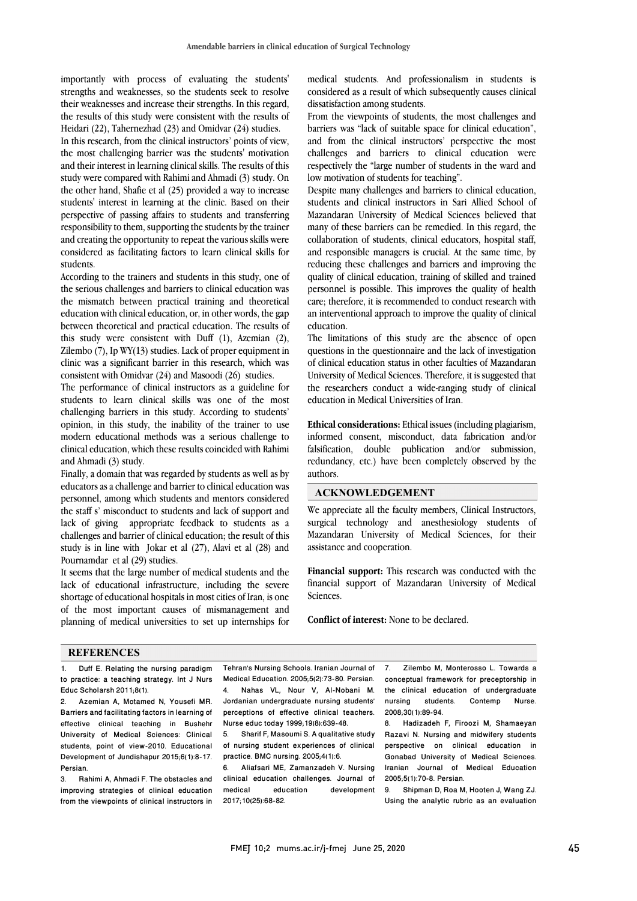importantly with process of evaluating the students' strengths and weaknesses, so the students seek to resolve their weaknesses and increase their strengths. In this regard, the results of this study were consistent with the results of Heidari (22), Tahernezhad (23) and Omidvar (24) studies.

In this research, from the clinical instructors' points of view, the most challenging barrier was the students' motivation and their interest in learning clinical skills. The results of this study were compared with Rahimi and Ahmadi (3) study. On the other hand, Shafie et al (25) provided a way to increase students' interest in learning at the clinic. Based on their perspective of passing affairs to students and transferring responsibility to them, supporting the students by the trainer and creating the opportunity to repeat the various skills were considered as facilitating factors to learn clinical skills for students.

According to the trainers and students in this study, one of the serious challenges and barriers to clinical education was the mismatch between practical training and theoretical education with clinical education, or, in other words, the gap between theoretical and practical education. The results of this study were consistent with Duff (1), Azemian (2), Zilembo (7), Ip WY(13) studies. Lack of proper equipment in clinic was a significant barrier in this research, which was consistent with Omidvar (24) and Masoodi (26) studies.

The performance of clinical instructors as a guideline for students to learn clinical skills was one of the most challenging barriers in this study. According to students' opinion, in this study, the inability of the trainer to use modern educational methods was a serious challenge to clinical education, which these results coincided with Rahimi and Ahmadi (3) study.

Finally, a domain that was regarded by students as well as by educators as a challenge and barrier to clinical education was personnel, among which students and mentors considered the staff s' misconduct to students and lack of support and lack of giving appropriate feedback to students as a challenges and barrier of clinical education; the result of this study is in line with Jokar et al (27), Alavi et al (28) and Pournamdar et al (29) studies.

It seems that the large number of medical students and the lack of educational infrastructure, including the severe shortage of educational hospitals in most cities of Iran, is one of the most important causes of mismanagement and planning of medical universities to set up internships for medical students. And professionalism in students is considered as a result of which subsequently causes clinical dissatisfaction among students.

From the viewpoints of students, the most challenges and barriers was "lack of suitable space for clinical education", and from the clinical instructors' perspective the most challenges and barriers to clinical education were respectively the "large number of students in the ward and low motivation of students for teaching".

Despite many challenges and barriers to clinical education, students and clinical instructors in Sari Allied School of Mazandaran University of Medical Sciences believed that many of these barriers can be remedied. In this regard, the collaboration of students, clinical educators, hospital staff, and responsible managers is crucial. At the same time, by reducing these challenges and barriers and improving the quality of clinical education, training of skilled and trained personnel is possible. This improves the quality of health care; therefore, it is recommended to conduct research with an interventional approach to improve the quality of clinical education.

The limitations of this study are the absence of open questions in the questionnaire and the lack of investigation of clinical education status in other faculties of Mazandaran University of Medical Sciences. Therefore, it is suggested that the researchers conduct a wide-ranging study of clinical education in Medical Universities of Iran.

**Ethical considerations:** Ethical issues (including plagiarism, informed consent, misconduct, data fabrication and/or falsification, double publication and/or submission, redundancy, etc.) have been completely observed by the authors.

## ACKNOWLEDGEMENT

We appreciate all the faculty members, Clinical Instructors, surgical technology and anesthesiology students of Mazandaran University of Medical Sciences, for their assistance and cooperation.

**Financial support:** This research was conducted with the financial support of Mazandaran University of Medical Sciences.

**Conflict of interest:** None to be declared.

## REFERENCES

1. Duff E. Relating the nursing paradigm to practice: a teaching strategy. Int J Nurs Educ Scholarsh 2011;8(1).
2. Azemian A, Motamed N, Yousefi MR. Barriers and facilitating factors in learning of effective clinical teaching in Bushehr University of Medical Sciences: Clinical students, point of view-2010. Educational Development of Jundishapur 2015;6(1):8-17. Persian.
3. Rahimi A, Ahmadi F. The obstacles and improving strategies of clinical education from the viewpoints of clinical instructors in Tehran's Nursing Schools. Iranian Journal of Medical Education. 2005;5(2):73-80. Persian.
4. Nahas VL, Nour V, Al-Nobani M. Jordanian undergraduate nursing students' perceptions of effective clinical teachers. Nurse educ today 1999;19(8):639-48.
5. Sharif F, Masoumi S. A qualitative study of nursing student experiences of clinical practice. BMC nursing. 2005;4(1):6.
6. Aliafsari ME, Zamanzadeh V. Nursing clinical education challenges. Journal of medical education development 2017;10(25):68-82.
7. Zilembo M, Monterosso L. Towards a conceptual framework for preceptorship in the clinical education of undergraduate nursing students. Contemp Nurse. 2008;30(1):89-94.
8. Hadizadeh F, Firoozi M, Shamaeyan Razavi N. Nursing and midwifery students perspective on clinical education in Gonabad University of Medical Sciences. Iranian Journal of Medical Education 2005;5(1):70-8. Persian.
9. Shipman D, Roa M, Hooten J, Wang ZJ. Using the analytic rubric as an evaluation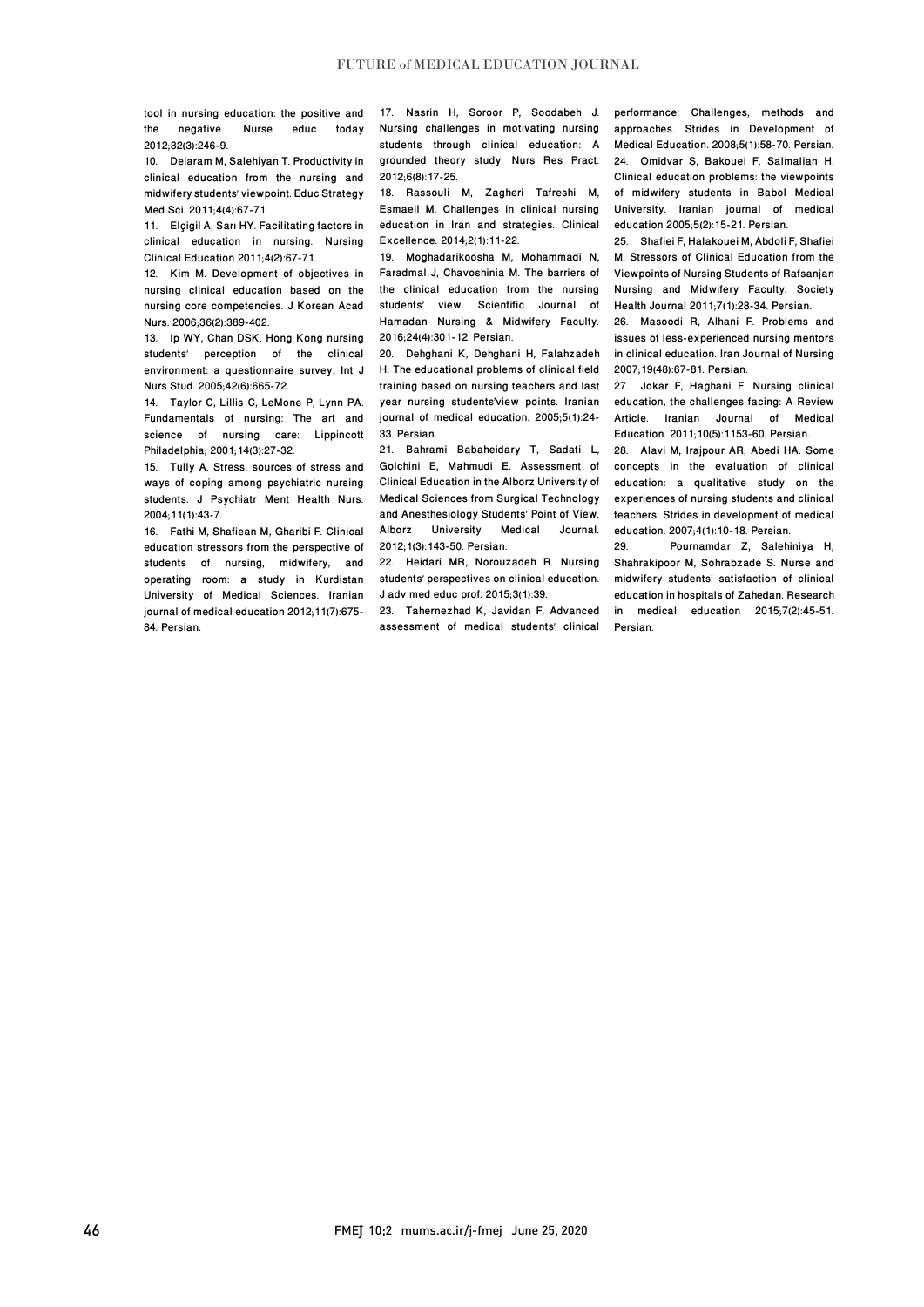tool in nursing education: the positive and the negative. Nurse educ today 2012;32(3):246-9.

10. Delaram M, Salehiyan T. Productivity in clinical education from the nursing and midwifery students' viewpoint. Educ Strategy Med Sci. 2011;4(4):67-71.

11. Elçigil A, Sarı HY. Facilitating factors in clinical education in nursing. Nursing Clinical Education 2011;4(2):67-71.

12. Kim M. Development of objectives in nursing clinical education based on the nursing core competencies. J Korean Acad Nurs. 2006;36(2):389-402.

13. Ip WY, Chan DSK. Hong Kong nursing students' perception of the clinical environment: a questionnaire survey. Int J Nurs Stud. 2005;42(6):665-72.

14. Taylor C, Lillis C, LeMone P, Lynn PA. Fundamentals of nursing: The art and science of nursing care: Lippincott Philadelphia; 2001;14(3):27-32.

15. Tully A. Stress, sources of stress and ways of coping among psychiatric nursing students. J Psychiatr Ment Health Nurs. 2004;11(1):43-7.

16. Fathi M, Shafiean M, Gharibi F. Clinical education stressors from the perspective of students of nursing, midwifery, and operating room: a study in Kurdistan University of Medical Sciences. Iranian journal of medical education 2012;11(7):675-84. Persian.

17. Nasrin H, Soroor P, Soodabeh J. Nursing challenges in motivating nursing students through clinical education: A grounded theory study. Nurs Res Pract. 2012;6(8):17-25.

18. Rassouli M, Zagheri Tafreshi M, Esmaeil M. Challenges in clinical nursing education in Iran and strategies. Clinical Excellence. 2014;2(1):11-22.

19. Moghadarikoosha M, Mohammadi N, Faradmal J, Chavoshinia M. The barriers of the clinical education from the nursing students' view. Scientific Journal of Hamadan Nursing & Midwifery Faculty. 2016;24(4):301-12. Persian.

20. Dehghani K, Dehghani H, Falahzadeh H. The educational problems of clinical field training based on nursing teachers and last year nursing students'view points. Iranian journal of medical education. 2005;5(1):24-33. Persian.

21. Bahrami Babaheidary T, Sadati L, Golchini E, Mahmudi E. Assessment of Clinical Education in the Alborz University of Medical Sciences from Surgical Technology and Anesthesiology Students' Point of View. Alborz University Medical Journal. 2012;1(3):143-50. Persian.

22. Heidari MR, Norouzadeh R. Nursing students' perspectives on clinical education. J adv med educ prof. 2015;3(1):39.

23. Tahernezhad K, Javidan F. Advanced assessment of medical students' clinical performance: Challenges, methods and approaches. Strides in Development of Medical Education. 2008;5(1):58-70. Persian.

24. Omidvar S, Bakouei F, Salmalian H. Clinical education problems: the viewpoints of midwifery students in Babol Medical University. Iranian journal of medical education 2005;5(2):15-21. Persian.

25. Shafiei F, Halakouei M, Abdoli F, Shafiei M. Stressors of Clinical Education from the Viewpoints of Nursing Students of Rafsanjan Nursing and Midwifery Faculty. Society Health Journal 2011;7(1):28-34. Persian.

26. Masoodi R, Alhani F. Problems and issues of less-experienced nursing mentors in clinical education. Iran Journal of Nursing 2007;19(48):67-81. Persian.

27. Jokar F, Haghani F. Nursing clinical education, the challenges facing: A Review Article. Iranian Journal of Medical Education. 2011;10(5):1153-60. Persian.

28. Alavi M, Irajpour AR, Abedi HA. Some concepts in the evaluation of clinical education: a qualitative study on the experiences of nursing students and clinical teachers. Strides in development of medical education. 2007;4(1):10-18. Persian.

29. Pournamdar Z, Salehiniya H, Shahrakipoor M, Sohrabzade S. Nurse and midwifery students' satisfaction of clinical education in hospitals of Zahedan. Research in medical education 2015;7(2):45-51. Persian.